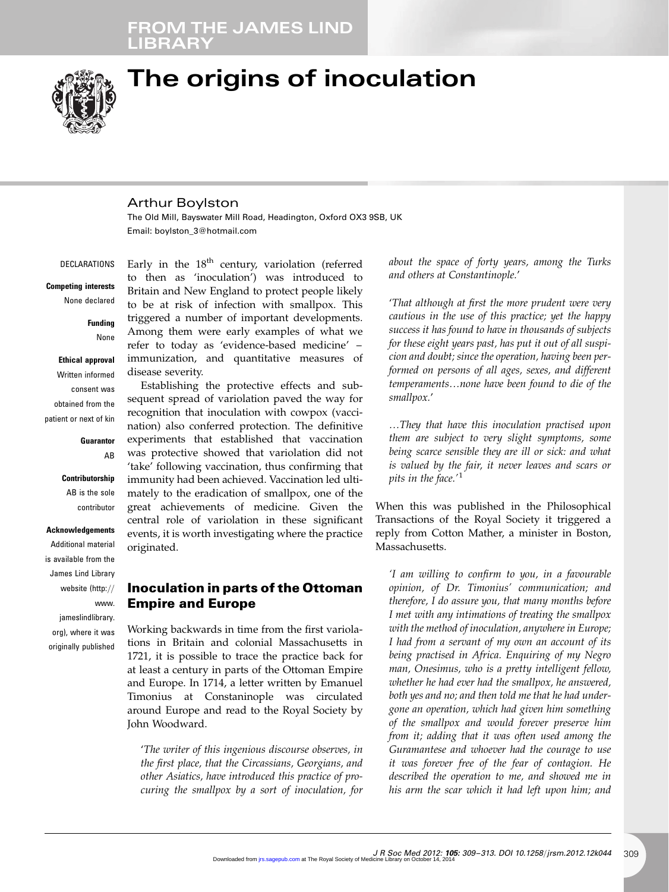FROM THE JAMES LIND LIBRARY

# The origins of inoculation

Arthur Boylston

The Old Mill, Bayswater Mill Road, Headington, Oxford OX3 9SB, UK
Email: boylston_3@hotmail.com

DECLARATIONS

**Competing interests**
None declared

**Funding**
None

**Ethical approval**
Written informed consent was obtained from the patient or next of kin

**Guarantor**
AB

**Contributorship**
AB is the sole contributor

**Acknowledgements**
Additional material is available from the James Lind Library website (http://www.jameslindlibrary.org), where it was originally published

Early in the 18th century, variolation (referred to then as 'inoculation') was introduced to Britain and New England to protect people likely to be at risk of infection with smallpox. This triggered a number of important developments. Among them were early examples of what we refer to today as 'evidence-based medicine' – immunization, and quantitative measures of disease severity.

Establishing the protective effects and subsequent spread of variolation paved the way for recognition that inoculation with cowpox (vaccination) also conferred protection. The definitive experiments that established that vaccination was protective showed that variolation did not 'take' following vaccination, thus confirming that immunity had been achieved. Vaccination led ultimately to the eradication of smallpox, one of the great achievements of medicine. Given the central role of variolation in these significant events, it is worth investigating where the practice originated.

## Inoculation in parts of the Ottoman Empire and Europe

Working backwards in time from the first variolations in Britain and colonial Massachusetts in 1721, it is possible to trace the practice back for at least a century in parts of the Ottoman Empire and Europe. In 1714, a letter written by Emanuel Timonius at Constaninople was circulated around Europe and read to the Royal Society by John Woodward.

> '*The writer of this ingenious discourse observes, in the first place, that the Circassians, Georgians, and other Asiatics, have introduced this practice of procuring the smallpox by a sort of inoculation, for about the space of forty years, among the Turks and others at Constantinople.*'
>
> '*That although at first the more prudent were very cautious in the use of this practice; yet the happy success it has found to have in thousands of subjects for these eight years past, has put it out of all suspicion and doubt; since the operation, having been performed on persons of all ages, sexes, and different temperaments…none have been found to die of the smallpox.*'
>
> *…They that have this inoculation practised upon them are subject to very slight symptoms, some being scarce sensible they are ill or sick: and what is valued by the fair, it never leaves and scars or pits in the face.*'[1]

When this was published in the Philosophical Transactions of the Royal Society it triggered a reply from Cotton Mather, a minister in Boston, Massachusetts.

> '*I am willing to confirm to you, in a favourable opinion, of Dr. Timonius' communication; and therefore, I do assure you, that many months before I met with any intimations of treating the smallpox with the method of inoculation, anywhere in Europe; I had from a servant of my own an account of its being practised in Africa. Enquiring of my Negro man, Onesimus, who is a pretty intelligent fellow, whether he had ever had the smallpox, he answered, both yes and no; and then told me that he had undergone an operation, which had given him something of the smallpox and would forever preserve him from it; adding that it was often used among the Guramantese and whoever had the courage to use it was forever free of the fear of contagion. He described the operation to me, and showed me in his arm the scar which it had left upon him; and*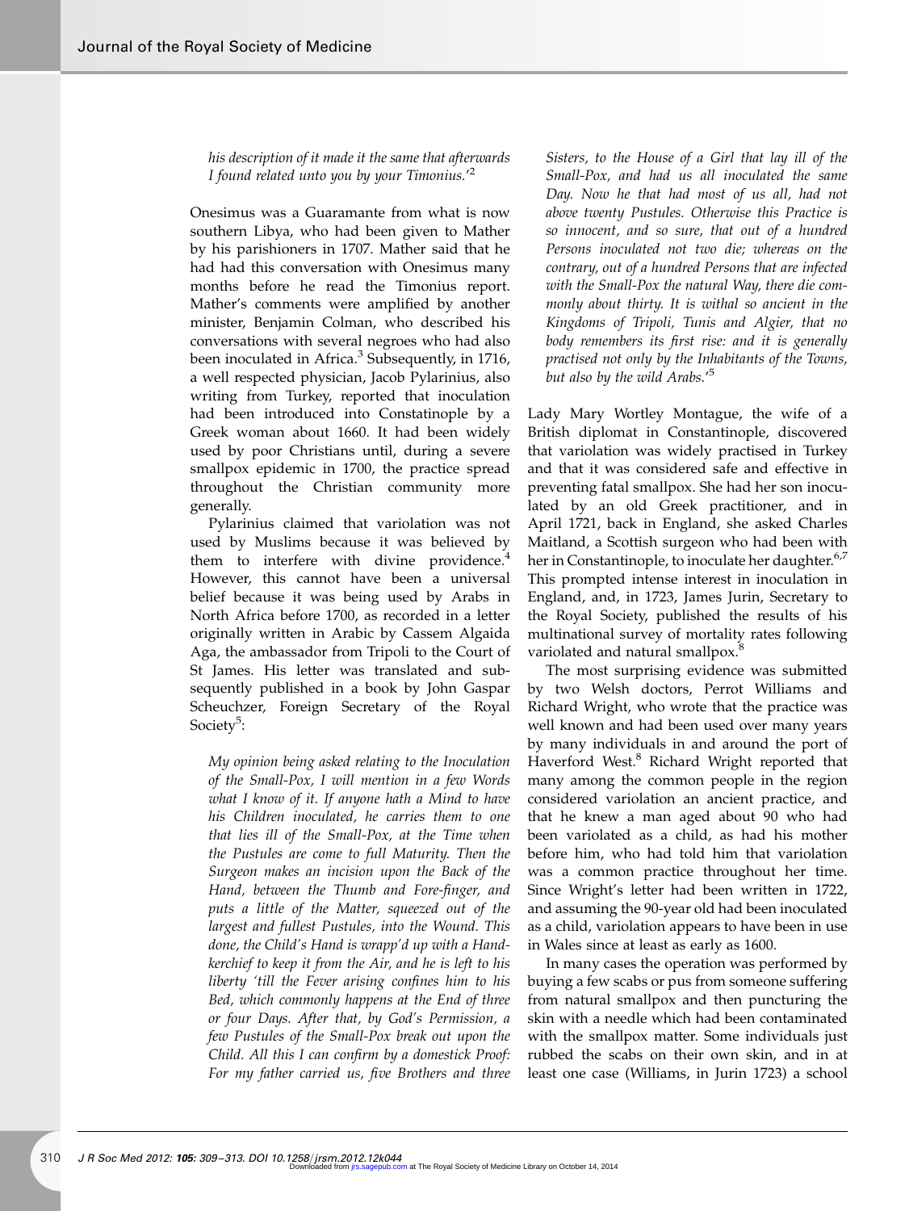*his description of it made it the same that afterwards I found related unto you by your Timonius.'*[2]

Onesimus was a Guaramante from what is now southern Libya, who had been given to Mather by his parishioners in 1707. Mather said that he had had this conversation with Onesimus many months before he read the Timonius report. Mather's comments were amplified by another minister, Benjamin Colman, who described his conversations with several negroes who had also been inoculated in Africa.[3] Subsequently, in 1716, a well respected physician, Jacob Pylarinius, also writing from Turkey, reported that inoculation had been introduced into Constantinople by a Greek woman about 1660. It had been widely used by poor Christians until, during a severe smallpox epidemic in 1700, the practice spread throughout the Christian community more generally.

Pylarinius claimed that variolation was not used by Muslims because it was believed by them to interfere with divine providence.[4] However, this cannot have been a universal belief because it was being used by Arabs in North Africa before 1700, as recorded in a letter originally written in Arabic by Cassem Algaida Aga, the ambassador from Tripoli to the Court of St James. His letter was translated and subsequently published in a book by John Gaspar Scheuchzer, Foreign Secretary of the Royal Society[5]:

> *My opinion being asked relating to the Inoculation of the Small-Pox, I will mention in a few Words what I know of it. If anyone hath a Mind to have his Children inoculated, he carries them to one that lies ill of the Small-Pox, at the Time when the Pustules are come to full Maturity. Then the Surgeon makes an incision upon the Back of the Hand, between the Thumb and Fore-finger, and puts a little of the Matter, squeezed out of the largest and fullest Pustules, into the Wound. This done, the Child's Hand is wrapp'd up with a Handkerchief to keep it from the Air, and he is left to his liberty 'till the Fever arising confines him to his Bed, which commonly happens at the End of three or four Days. After that, by God's Permission, a few Pustules of the Small-Pox break out upon the Child. All this I can confirm by a domestick Proof: For my father carried us, five Brothers and three Sisters, to the House of a Girl that lay ill of the Small-Pox, and had us all inoculated the same Day. Now he that had most of us all, had not above twenty Pustules. Otherwise this Practice is so innocent, and so sure, that out of a hundred Persons inoculated not two die; whereas on the contrary, out of a hundred Persons that are infected with the Small-Pox the natural Way, there die commonly about thirty. It is withal so ancient in the Kingdoms of Tripoli, Tunis and Algier, that no body remembers its first rise: and it is generally practised not only by the Inhabitants of the Towns, but also by the wild Arabs.'*[5]

Lady Mary Wortley Montague, the wife of a British diplomat in Constantinople, discovered that variolation was widely practised in Turkey and that it was considered safe and effective in preventing fatal smallpox. She had her son inoculated by an old Greek practitioner, and in April 1721, back in England, she asked Charles Maitland, a Scottish surgeon who had been with her in Constantinople, to inoculate her daughter.[6,7] This prompted intense interest in inoculation in England, and, in 1723, James Jurin, Secretary to the Royal Society, published the results of his multinational survey of mortality rates following variolated and natural smallpox.[8]

The most surprising evidence was submitted by two Welsh doctors, Perrot Williams and Richard Wright, who wrote that the practice was well known and had been used over many years by many individuals in and around the port of Haverford West.[8] Richard Wright reported that many among the common people in the region considered variolation an ancient practice, and that he knew a man aged about 90 who had been variolated as a child, as had his mother before him, who had told him that variolation was a common practice throughout her time. Since Wright's letter had been written in 1722, and assuming the 90-year old had been inoculated as a child, variolation appears to have been in use in Wales since at least as early as 1600.

In many cases the operation was performed by buying a few scabs or pus from someone suffering from natural smallpox and then puncturing the skin with a needle which had been contaminated with the smallpox matter. Some individuals just rubbed the scabs on their own skin, and in at least one case (Williams, in Jurin 1723) a school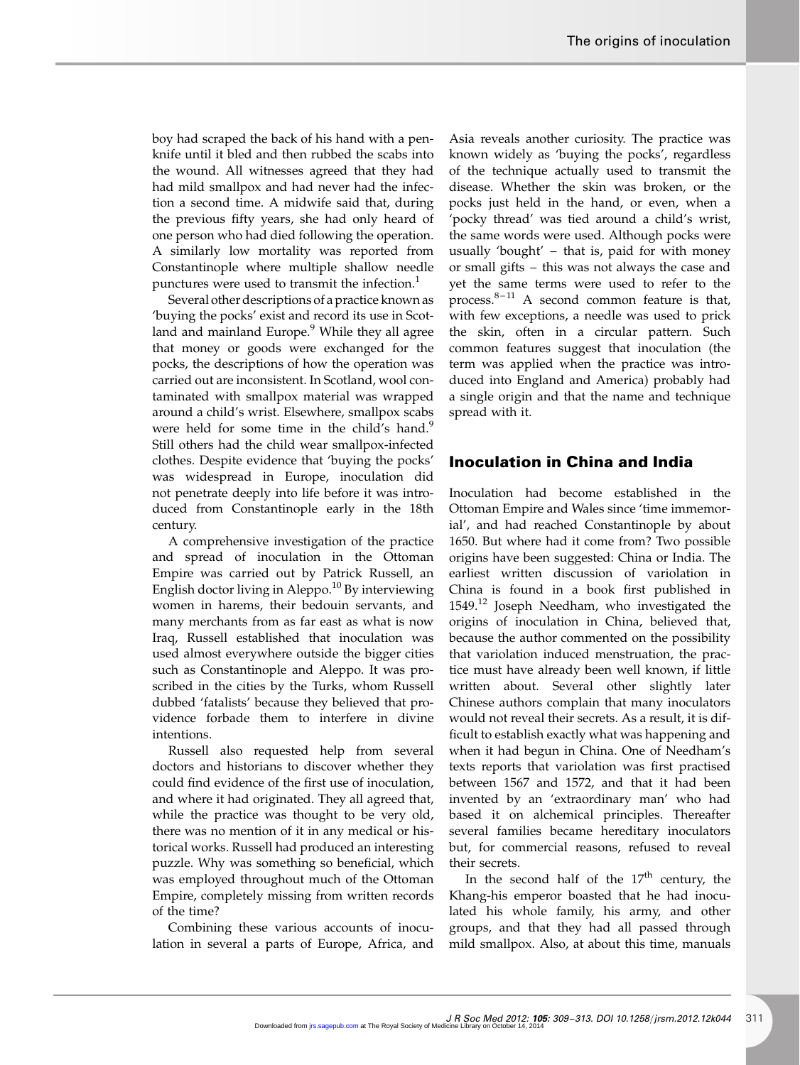boy had scraped the back of his hand with a penknife until it bled and then rubbed the scabs into the wound. All witnesses agreed that they had had mild smallpox and had never had the infection a second time. A midwife said that, during the previous fifty years, she had only heard of one person who had died following the operation. A similarly low mortality was reported from Constantinople where multiple shallow needle punctures were used to transmit the infection.[1]

Several other descriptions of a practice known as 'buying the pocks' exist and record its use in Scotland and mainland Europe.[9] While they all agree that money or goods were exchanged for the pocks, the descriptions of how the operation was carried out are inconsistent. In Scotland, wool contaminated with smallpox material was wrapped around a child's wrist. Elsewhere, smallpox scabs were held for some time in the child's hand.[9] Still others had the child wear smallpox-infected clothes. Despite evidence that 'buying the pocks' was widespread in Europe, inoculation did not penetrate deeply into life before it was introduced from Constantinople early in the 18th century.

A comprehensive investigation of the practice and spread of inoculation in the Ottoman Empire was carried out by Patrick Russell, an English doctor living in Aleppo.[10] By interviewing women in harems, their bedouin servants, and many merchants from as far east as what is now Iraq, Russell established that inoculation was used almost everywhere outside the bigger cities such as Constantinople and Aleppo. It was proscribed in the cities by the Turks, whom Russell dubbed 'fatalists' because they believed that providence forbade them to interfere in divine intentions.

Russell also requested help from several doctors and historians to discover whether they could find evidence of the first use of inoculation, and where it had originated. They all agreed that, while the practice was thought to be very old, there was no mention of it in any medical or historical works. Russell had produced an interesting puzzle. Why was something so beneficial, which was employed throughout much of the Ottoman Empire, completely missing from written records of the time?

Combining these various accounts of inoculation in several a parts of Europe, Africa, and Asia reveals another curiosity. The practice was known widely as 'buying the pocks', regardless of the technique actually used to transmit the disease. Whether the skin was broken, or the pocks just held in the hand, or even, when a 'pocky thread' was tied around a child's wrist, the same words were used. Although pocks were usually 'bought' – that is, paid for with money or small gifts – this was not always the case and yet the same terms were used to refer to the process.[8–11] A second common feature is that, with few exceptions, a needle was used to prick the skin, often in a circular pattern. Such common features suggest that inoculation (the term was applied when the practice was introduced into England and America) probably had a single origin and that the name and technique spread with it.

## Inoculation in China and India

Inoculation had become established in the Ottoman Empire and Wales since 'time immemorial', and had reached Constantinople by about 1650. But where had it come from? Two possible origins have been suggested: China or India. The earliest written discussion of variolation in China is found in a book first published in 1549.[12] Joseph Needham, who investigated the origins of inoculation in China, believed that, because the author commented on the possibility that variolation induced menstruation, the practice must have already been well known, if little written about. Several other slightly later Chinese authors complain that many inoculators would not reveal their secrets. As a result, it is difficult to establish exactly what was happening and when it had begun in China. One of Needham's texts reports that variolation was first practised between 1567 and 1572, and that it had been invented by an 'extraordinary man' who had based it on alchemical principles. Thereafter several families became hereditary inoculators but, for commercial reasons, refused to reveal their secrets.

In the second half of the 17th century, the Khang-his emperor boasted that he had inoculated his whole family, his army, and other groups, and that they had all passed through mild smallpox. Also, at about this time, manuals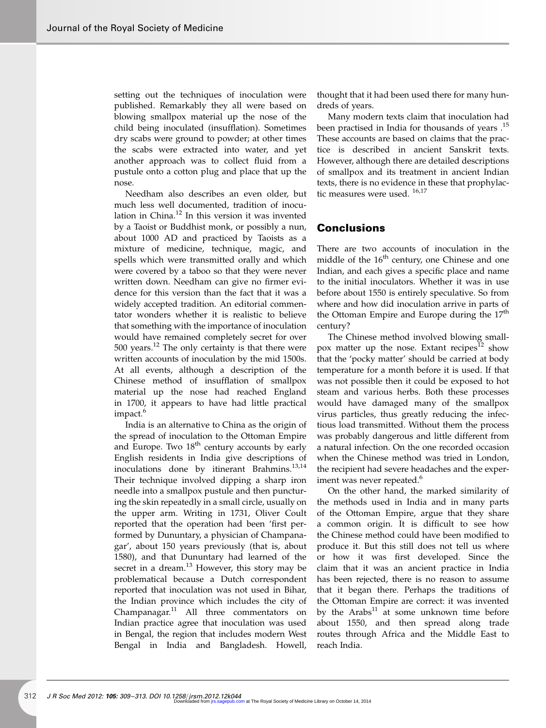setting out the techniques of inoculation were published. Remarkably they all were based on blowing smallpox material up the nose of the child being inoculated (insufflation). Sometimes dry scabs were ground to powder; at other times the scabs were extracted into water, and yet another approach was to collect fluid from a pustule onto a cotton plug and place that up the nose.

Needham also describes an even older, but much less well documented, tradition of inoculation in China.[12] In this version it was invented by a Taoist or Buddhist monk, or possibly a nun, about 1000 AD and practiced by Taoists as a mixture of medicine, technique, magic, and spells which were transmitted orally and which were covered by a taboo so that they were never written down. Needham can give no firmer evidence for this version than the fact that it was a widely accepted tradition. An editorial commentator wonders whether it is realistic to believe that something with the importance of inoculation would have remained completely secret for over 500 years.[12] The only certainty is that there were written accounts of inoculation by the mid 1500s. At all events, although a description of the Chinese method of insufflation of smallpox material up the nose had reached England in 1700, it appears to have had little practical impact.[6]

India is an alternative to China as the origin of the spread of inoculation to the Ottoman Empire and Europe. Two 18th century accounts by early English residents in India give descriptions of inoculations done by itinerant Brahmins.[13,14] Their technique involved dipping a sharp iron needle into a smallpox pustule and then puncturing the skin repeatedly in a small circle, usually on the upper arm. Writing in 1731, Oliver Coult reported that the operation had been 'first performed by Dununtary, a physician of Champanagar', about 150 years previously (that is, about 1580), and that Dununtary had learned of the secret in a dream.[13] However, this story may be problematical because a Dutch correspondent reported that inoculation was not used in Bihar, the Indian province which includes the city of Champanagar.[11] All three commentators on Indian practice agree that inoculation was used in Bengal, the region that includes modern West Bengal in India and Bangladesh. Howell, thought that it had been used there for many hundreds of years.

Many modern texts claim that inoculation had been practised in India for thousands of years .[15] These accounts are based on claims that the practice is described in ancient Sanskrit texts. However, although there are detailed descriptions of smallpox and its treatment in ancient Indian texts, there is no evidence in these that prophylactic measures were used. [16,17]

## Conclusions

There are two accounts of inoculation in the middle of the 16th century, one Chinese and one Indian, and each gives a specific place and name to the initial inoculators. Whether it was in use before about 1550 is entirely speculative. So from where and how did inoculation arrive in parts of the Ottoman Empire and Europe during the 17th century?

The Chinese method involved blowing smallpox matter up the nose. Extant recipes[12] show that the 'pocky matter' should be carried at body temperature for a month before it is used. If that was not possible then it could be exposed to hot steam and various herbs. Both these processes would have damaged many of the smallpox virus particles, thus greatly reducing the infectious load transmitted. Without them the process was probably dangerous and little different from a natural infection. On the one recorded occasion when the Chinese method was tried in London, the recipient had severe headaches and the experiment was never repeated.[6]

On the other hand, the marked similarity of the methods used in India and in many parts of the Ottoman Empire, argue that they share a common origin. It is difficult to see how the Chinese method could have been modified to produce it. But this still does not tell us where or how it was first developed. Since the claim that it was an ancient practice in India has been rejected, there is no reason to assume that it began there. Perhaps the traditions of the Ottoman Empire are correct: it was invented by the Arabs[11] at some unknown time before about 1550, and then spread along trade routes through Africa and the Middle East to reach India.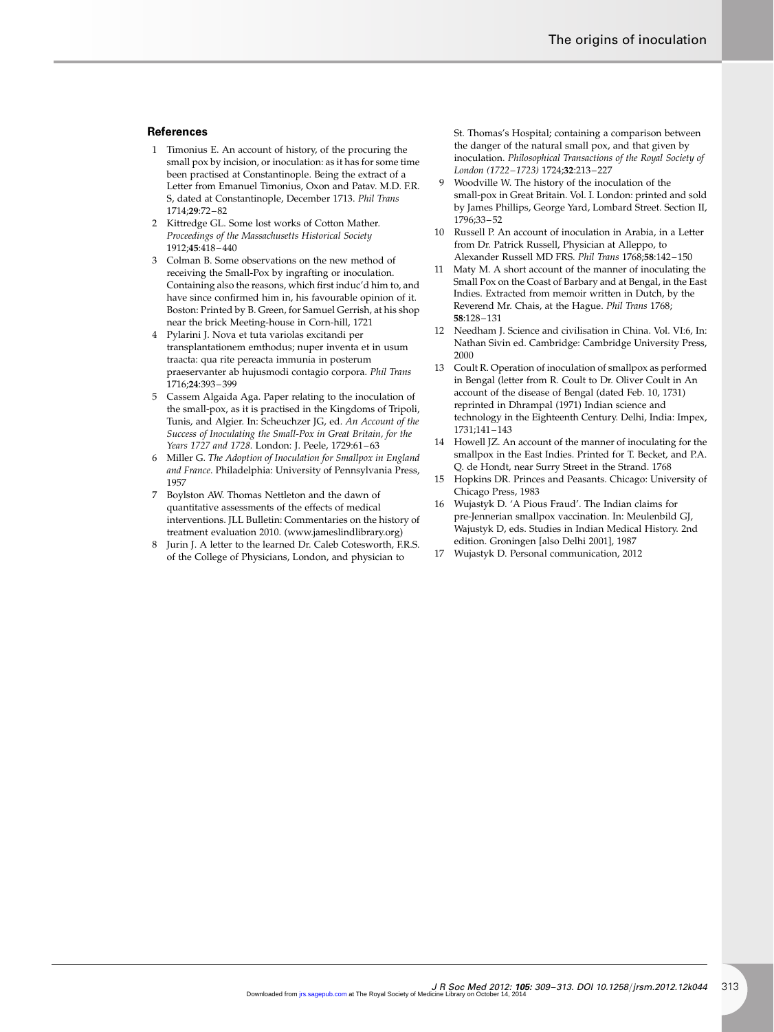## References

1. Timonius E. An account of history, of the procuring the small pox by incision, or inoculation: as it has for some time been practised at Constantinople. Being the extract of a Letter from Emanuel Timonius, Oxon and Patav. M.D. F.R. S, dated at Constantinople, December 1713. *Phil Trans* 1714;**29**:72–82
2. Kittredge GL. Some lost works of Cotton Mather. *Proceedings of the Massachusetts Historical Society* 1912;**45**:418–440
3. Colman B. Some observations on the new method of receiving the Small-Pox by ingrafting or inoculation. Containing also the reasons, which first induc'd him to, and have since confirmed him in, his favourable opinion of it. Boston: Printed by B. Green, for Samuel Gerrish, at his shop near the brick Meeting-house in Corn-hill, 1721
4. Pylarini J. Nova et tuta variolas excitandi per transplantationem emthodus; nuper inventa et in usum traacta: qua rite pereacta immunia in posterum praeservanter ab hujusmodi contagio corpora. *Phil Trans* 1716;**24**:393–399
5. Cassem Algaida Aga. Paper relating to the inoculation of the small-pox, as it is practised in the Kingdoms of Tripoli, Tunis, and Algier. In: Scheuchzer JG, ed. *An Account of the Success of Inoculating the Small-Pox in Great Britain, for the Years 1727 and 1728*. London: J. Peele, 1729:61–63
6. Miller G. *The Adoption of Inoculation for Smallpox in England and France*. Philadelphia: University of Pennsylvania Press, 1957
7. Boylston AW. Thomas Nettleton and the dawn of quantitative assessments of the effects of medical interventions. JLL Bulletin: Commentaries on the history of treatment evaluation 2010. (www.jameslindlibrary.org)
8. Jurin J. A letter to the learned Dr. Caleb Cotesworth, F.R.S. of the College of Physicians, London, and physician to St. Thomas's Hospital; containing a comparison between the danger of the natural small pox, and that given by inoculation. *Philosophical Transactions of the Royal Society of London (1722–1723)* 1724;**32**:213–227
9. Woodville W. The history of the inoculation of the small-pox in Great Britain. Vol. I. London: printed and sold by James Phillips, George Yard, Lombard Street. Section II, 1796;33–52
10. Russell P. An account of inoculation in Arabia, in a Letter from Dr. Patrick Russell, Physician at Alleppo, to Alexander Russell MD FRS. *Phil Trans* 1768;**58**:142–150
11. Maty M. A short account of the manner of inoculating the Small Pox on the Coast of Barbary and at Bengal, in the East Indies. Extracted from memoir written in Dutch, by the Reverend Mr. Chais, at the Hague. *Phil Trans* 1768; **58**:128–131
12. Needham J. Science and civilisation in China. Vol. VI:6, In: Nathan Sivin ed. Cambridge: Cambridge University Press, 2000
13. Coult R. Operation of inoculation of smallpox as performed in Bengal (letter from R. Coult to Dr. Oliver Coult in An account of the disease of Bengal (dated Feb. 10, 1731) reprinted in Dhrampal (1971) Indian science and technology in the Eighteenth Century. Delhi, India: Impex, 1731;141–143
14. Howell JZ. An account of the manner of inoculating for the smallpox in the East Indies. Printed for T. Becket, and P.A. Q. de Hondt, near Surry Street in the Strand. 1768
15. Hopkins DR. Princes and Peasants. Chicago: University of Chicago Press, 1983
16. Wujastyk D. 'A Pious Fraud'. The Indian claims for pre-Jennerian smallpox vaccination. In: Meulenbild GJ, Wajustyk D, eds. Studies in Indian Medical History. 2nd edition. Groningen [also Delhi 2001], 1987
17. Wujastyk D. Personal communication, 2012